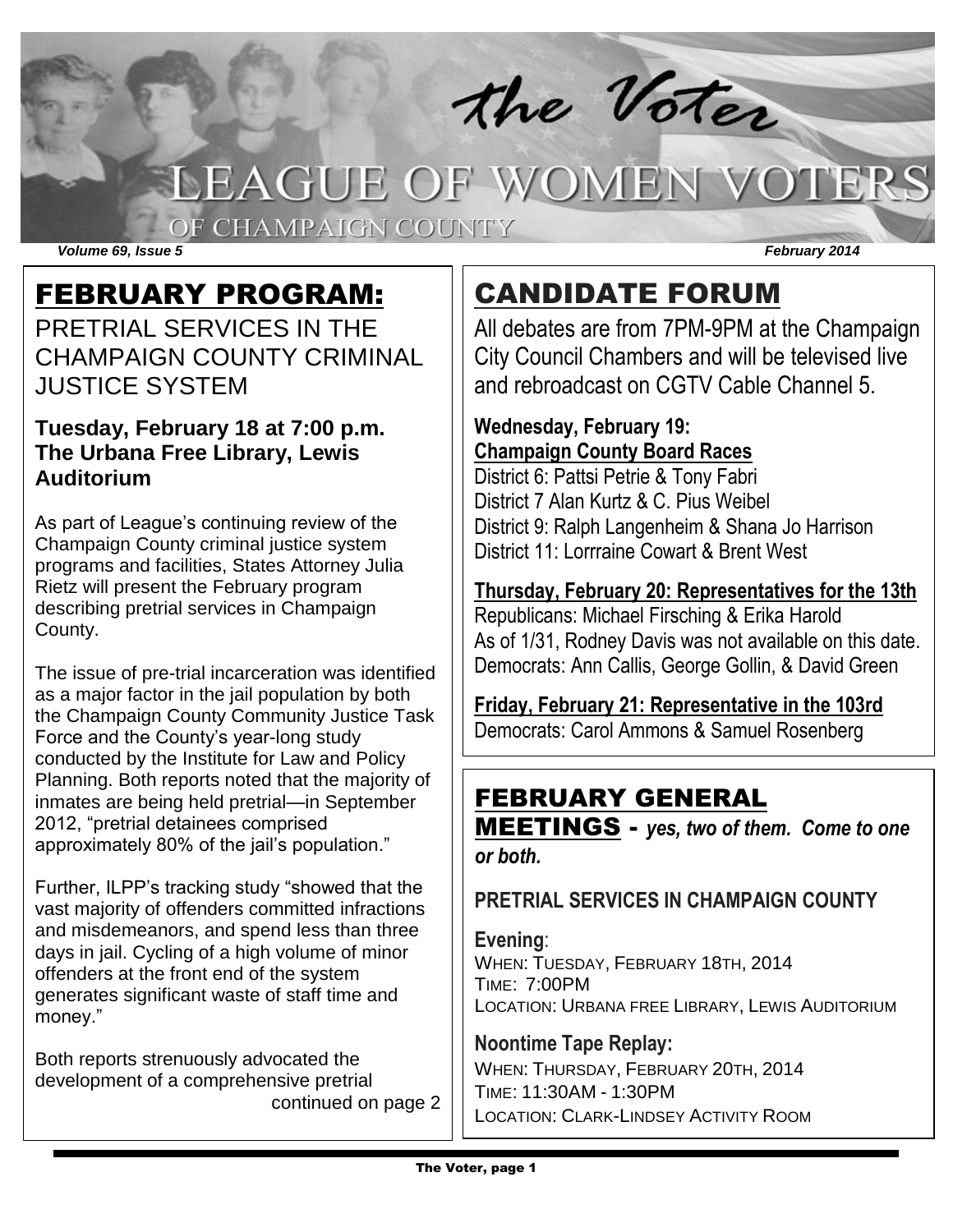# the Voter

# LEAGUE OF WOMEN VOTERS OF CHAMPAIGN COUNTY

*Volume 69, Issue 5* *February 2014*

## FEBRUARY PROGRAM:

PRETRIAL SERVICES IN THE CHAMPAIGN COUNTY CRIMINAL JUSTICE SYSTEM

**Tuesday, February 18 at 7:00 p.m.**
**The Urbana Free Library, Lewis Auditorium**

As part of League's continuing review of the Champaign County criminal justice system programs and facilities, States Attorney Julia Rietz will present the February program describing pretrial services in Champaign County.

The issue of pre-trial incarceration was identified as a major factor in the jail population by both the Champaign County Community Justice Task Force and the County's year-long study conducted by the Institute for Law and Policy Planning. Both reports noted that the majority of inmates are being held pretrial—in September 2012, "pretrial detainees comprised approximately 80% of the jail's population."

Further, ILPP's tracking study "showed that the vast majority of offenders committed infractions and misdemeanors, and spend less than three days in jail. Cycling of a high volume of minor offenders at the front end of the system generates significant waste of staff time and money."

Both reports strenuously advocated the development of a comprehensive pretrial

continued on page 2

## CANDIDATE FORUM

All debates are from 7PM-9PM at the Champaign City Council Chambers and will be televised live and rebroadcast on CGTV Cable Channel 5.

**Wednesday, February 19:**
**Champaign County Board Races**

District 6: Pattsi Petrie & Tony Fabri
District 7 Alan Kurtz & C. Pius Weibel
District 9: Ralph Langenheim & Shana Jo Harrison
District 11: Lorrraine Cowart & Brent West

**Thursday, February 20: Representatives for the 13th**

Republicans: Michael Firsching & Erika Harold
As of 1/31, Rodney Davis was not available on this date.
Democrats: Ann Callis, George Gollin, & David Green

**Friday, February 21: Representative in the 103rd**

Democrats: Carol Ammons & Samuel Rosenberg

## FEBRUARY GENERAL MEETINGS - *yes, two of them. Come to one or both.*

**PRETRIAL SERVICES IN CHAMPAIGN COUNTY**

**Evening**:
WHEN: TUESDAY, FEBRUARY 18TH, 2014
TIME: 7:00PM
LOCATION: URBANA FREE LIBRARY, LEWIS AUDITORIUM

**Noontime Tape Replay:**
WHEN: THURSDAY, FEBRUARY 20TH, 2014
TIME: 11:30AM - 1:30PM
LOCATION: CLARK-LINDSEY ACTIVITY ROOM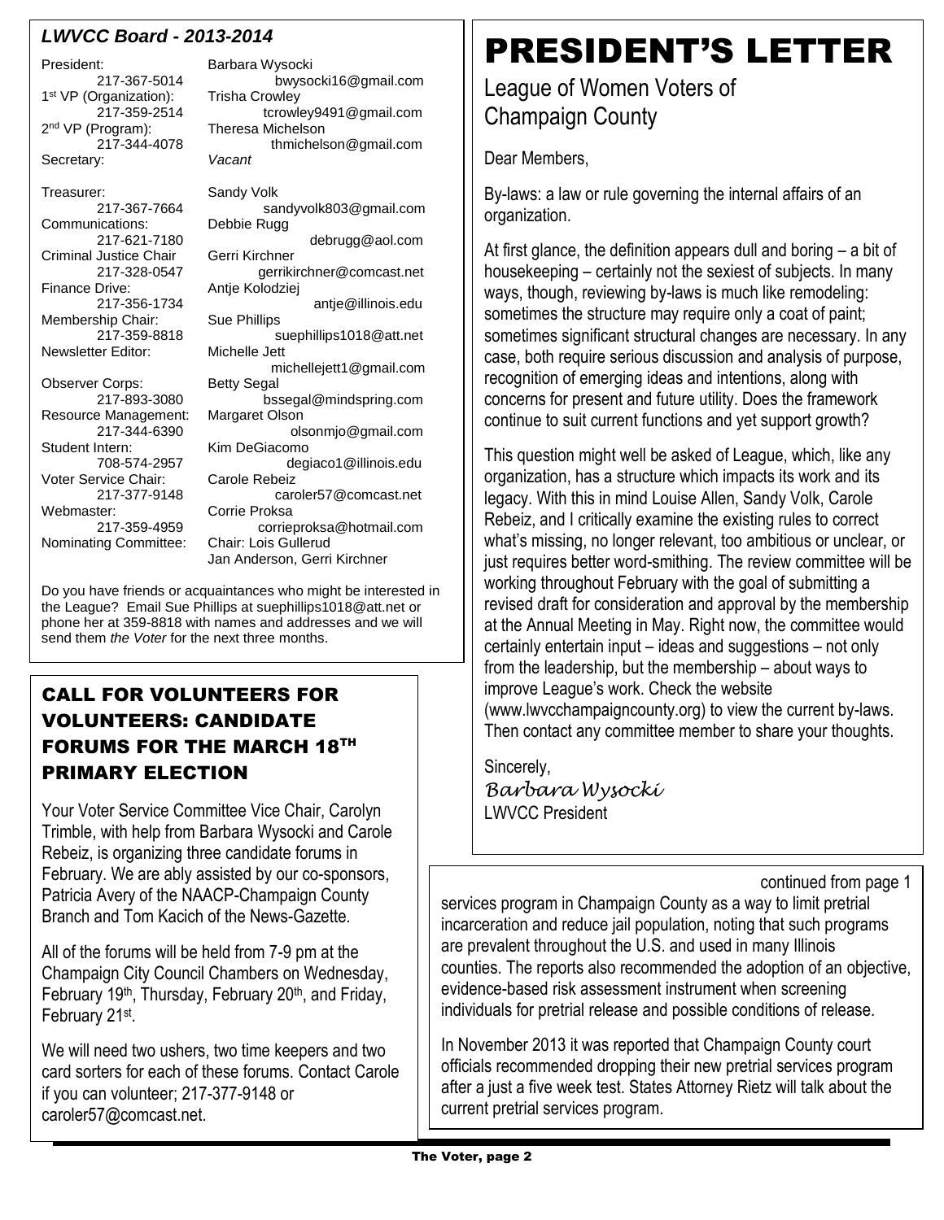## *LWVCC Board - 2013-2014*

President: Barbara Wysocki
217-367-5014 bwysocki16@gmail.com

1st VP (Organization): Trisha Crowley
217-359-2514 tcrowley9491@gmail.com

2nd VP (Program): Theresa Michelson
217-344-4078 thmichelson@gmail.com

Secretary: *Vacant*

Treasurer: Sandy Volk
217-367-7664 sandyvolk803@gmail.com

Communications: Debbie Rugg
217-621-7180 debrugg@aol.com

Criminal Justice Chair: Gerri Kirchner
217-328-0547 gerrikirchner@comcast.net

Finance Drive: Antje Kolodziej
217-356-1734 antje@illinois.edu

Membership Chair: Sue Phillips
217-359-8818 suephillips1018@att.net

Newsletter Editor: Michelle Jett
michellejett1@gmail.com

Observer Corps: Betty Segal
217-893-3080 bssegal@mindspring.com

Resource Management: Margaret Olson
217-344-6390 olsonmjo@gmail.com

Student Intern: Kim DeGiacomo
708-574-2957 degiaco1@illinois.edu

Voter Service Chair: Carole Rebeiz
217-377-9148 caroler57@comcast.net

Webmaster: Corrie Proksa
217-359-4959 corrieproksa@hotmail.com

Nominating Committee: Chair: Lois Gullerud
Jan Anderson, Gerri Kirchner

Do you have friends or acquaintances who might be interested in the League? Email Sue Phillips at suephillips1018@att.net or phone her at 359-8818 with names and addresses and we will send them *the Voter* for the next three months.

## CALL FOR VOLUNTEERS FOR VOLUNTEERS: CANDIDATE FORUMS FOR THE MARCH 18TH PRIMARY ELECTION

Your Voter Service Committee Vice Chair, Carolyn Trimble, with help from Barbara Wysocki and Carole Rebeiz, is organizing three candidate forums in February. We are ably assisted by our co-sponsors, Patricia Avery of the NAACP-Champaign County Branch and Tom Kacich of the News-Gazette.

All of the forums will be held from 7-9 pm at the Champaign City Council Chambers on Wednesday, February 19th, Thursday, February 20th, and Friday, February 21st.

We will need two ushers, two time keepers and two card sorters for each of these forums. Contact Carole if you can volunteer; 217-377-9148 or caroler57@comcast.net.

# PRESIDENT'S LETTER

League of Women Voters of Champaign County

Dear Members,

By-laws: a law or rule governing the internal affairs of an organization.

At first glance, the definition appears dull and boring – a bit of housekeeping – certainly not the sexiest of subjects. In many ways, though, reviewing by-laws is much like remodeling: sometimes the structure may require only a coat of paint; sometimes significant structural changes are necessary. In any case, both require serious discussion and analysis of purpose, recognition of emerging ideas and intentions, along with concerns for present and future utility. Does the framework continue to suit current functions and yet support growth?

This question might well be asked of League, which, like any organization, has a structure which impacts its work and its legacy. With this in mind Louise Allen, Sandy Volk, Carole Rebeiz, and I critically examine the existing rules to correct what's missing, no longer relevant, too ambitious or unclear, or just requires better word-smithing. The review committee will be working throughout February with the goal of submitting a revised draft for consideration and approval by the membership at the Annual Meeting in May. Right now, the committee would certainly entertain input – ideas and suggestions – not only from the leadership, but the membership – about ways to improve League's work. Check the website (www.lwvcchampaigncounty.org) to view the current by-laws. Then contact any committee member to share your thoughts.

Sincerely,
*Barbara Wysocki*
LWVCC President

continued from page 1

services program in Champaign County as a way to limit pretrial incarceration and reduce jail population, noting that such programs are prevalent throughout the U.S. and used in many Illinois counties. The reports also recommended the adoption of an objective, evidence-based risk assessment instrument when screening individuals for pretrial release and possible conditions of release.

In November 2013 it was reported that Champaign County court officials recommended dropping their new pretrial services program after a just a five week test. States Attorney Rietz will talk about the current pretrial services program.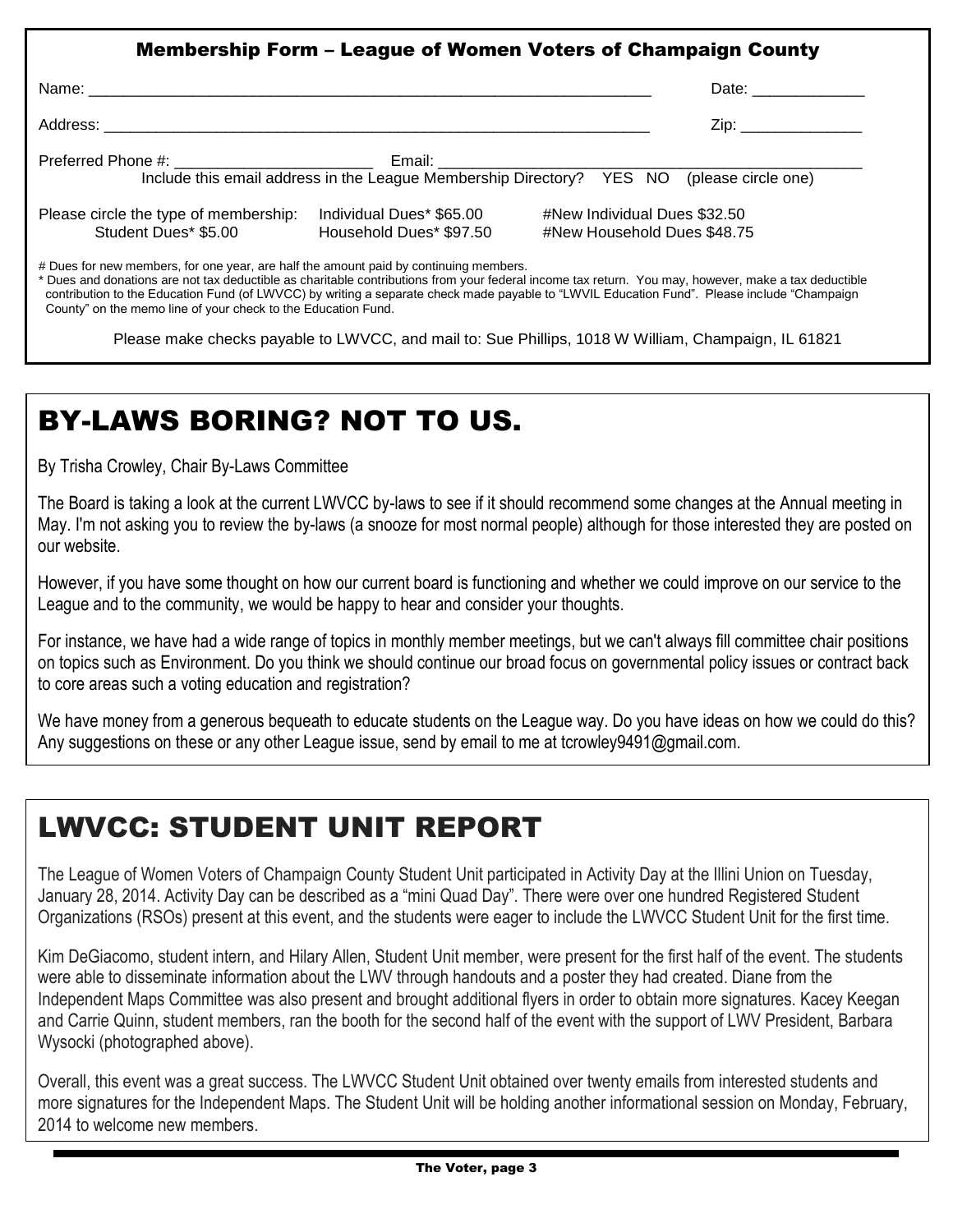## Membership Form – League of Women Voters of Champaign County

Name: ________________________________________________________________ Date: _____________

Address: ______________________________________________________________ Zip: ______________

Preferred Phone #: ______________________ Email: ______________________________________________

Include this email address in the League Membership Directory? YES NO (please circle one)

| Please circle the type of membership: | Individual Dues* $65.00 | #New Individual Dues $32.50 |
|---|---|---|
| Student Dues* $5.00 | Household Dues* $97.50 | #New Household Dues $48.75 |

# Dues for new members, for one year, are half the amount paid by continuing members.

* Dues and donations are not tax deductible as charitable contributions from your federal income tax return. You may, however, make a tax deductible contribution to the Education Fund (of LWVCC) by writing a separate check made payable to "LWVIL Education Fund". Please include "Champaign County" on the memo line of your check to the Education Fund.

Please make checks payable to LWVCC, and mail to: Sue Phillips, 1018 W William, Champaign, IL 61821

# BY-LAWS BORING? NOT TO US.

By Trisha Crowley, Chair By-Laws Committee

The Board is taking a look at the current LWVCC by-laws to see if it should recommend some changes at the Annual meeting in May. I'm not asking you to review the by-laws (a snooze for most normal people) although for those interested they are posted on our website.

However, if you have some thought on how our current board is functioning and whether we could improve on our service to the League and to the community, we would be happy to hear and consider your thoughts.

For instance, we have had a wide range of topics in monthly member meetings, but we can't always fill committee chair positions on topics such as Environment. Do you think we should continue our broad focus on governmental policy issues or contract back to core areas such a voting education and registration?

We have money from a generous bequeath to educate students on the League way. Do you have ideas on how we could do this? Any suggestions on these or any other League issue, send by email to me at tcrowley9491@gmail.com.

# LWVCC: STUDENT UNIT REPORT

The League of Women Voters of Champaign County Student Unit participated in Activity Day at the Illini Union on Tuesday, January 28, 2014. Activity Day can be described as a "mini Quad Day". There were over one hundred Registered Student Organizations (RSOs) present at this event, and the students were eager to include the LWVCC Student Unit for the first time.

Kim DeGiacomo, student intern, and Hilary Allen, Student Unit member, were present for the first half of the event. The students were able to disseminate information about the LWV through handouts and a poster they had created. Diane from the Independent Maps Committee was also present and brought additional flyers in order to obtain more signatures. Kacey Keegan and Carrie Quinn, student members, ran the booth for the second half of the event with the support of LWV President, Barbara Wysocki (photographed above).

Overall, this event was a great success. The LWVCC Student Unit obtained over twenty emails from interested students and more signatures for the Independent Maps. The Student Unit will be holding another informational session on Monday, February, 2014 to welcome new members.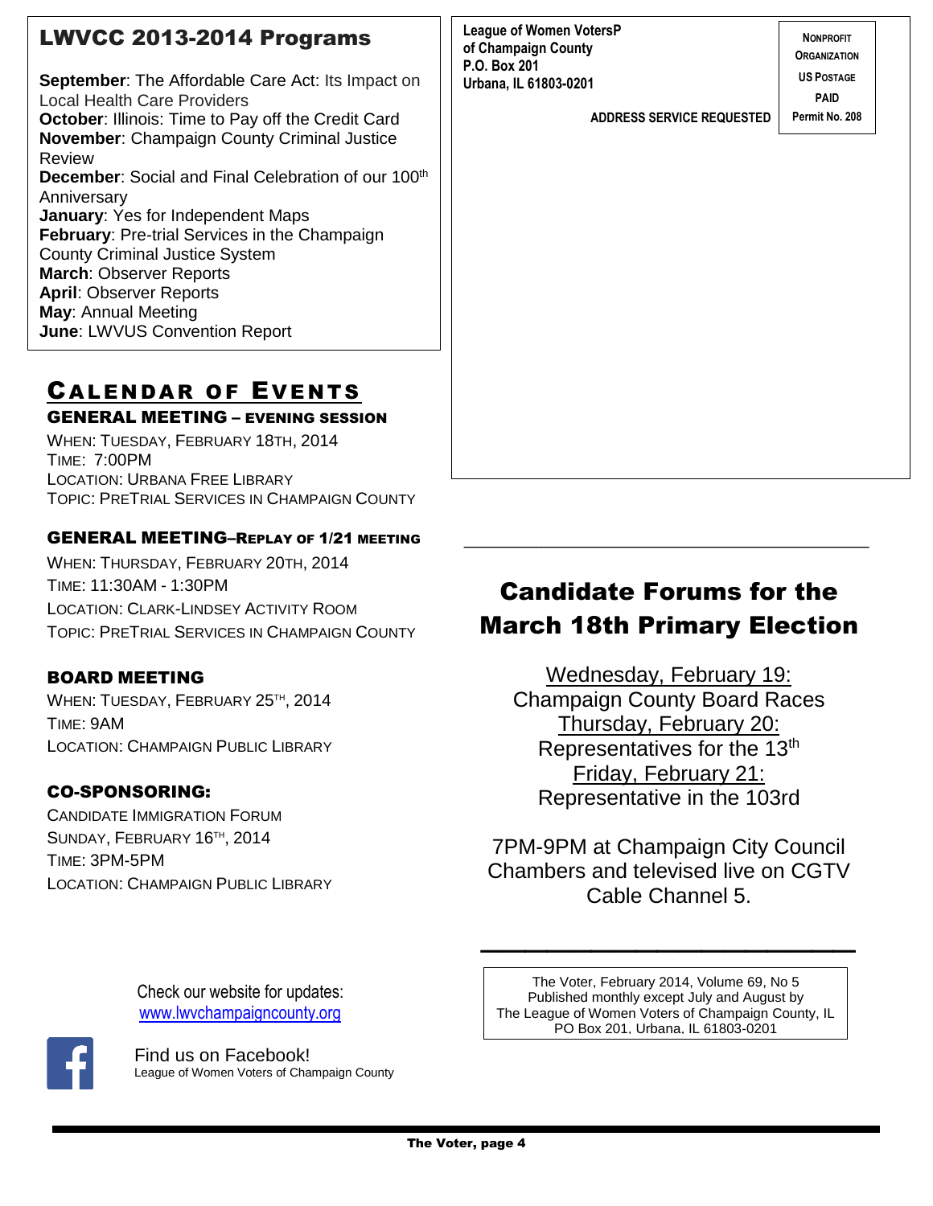## LWVCC 2013-2014 Programs

**September**: The Affordable Care Act: Its Impact on Local Health Care Providers
**October**: Illinois: Time to Pay off the Credit Card
**November**: Champaign County Criminal Justice Review
**December**: Social and Final Celebration of our 100th Anniversary
**January**: Yes for Independent Maps
**February**: Pre-trial Services in the Champaign County Criminal Justice System
**March**: Observer Reports
**April**: Observer Reports
**May**: Annual Meeting
**June**: LWVUS Convention Report

League of Women VotersP
of Champaign County
P.O. Box 201
Urbana, IL 61803-0201

ADDRESS SERVICE REQUESTED

NONPROFIT ORGANIZATION
US POSTAGE
PAID
Permit No. 208

## CALENDAR OF EVENTS

### GENERAL MEETING – EVENING SESSION

WHEN: TUESDAY, FEBRUARY 18TH, 2014
TIME: 7:00PM
LOCATION: URBANA FREE LIBRARY
TOPIC: PRETRIAL SERVICES IN CHAMPAIGN COUNTY

### GENERAL MEETING–REPLAY OF 1/21 MEETING

WHEN: THURSDAY, FEBRUARY 20TH, 2014
TIME: 11:30AM - 1:30PM
LOCATION: CLARK-LINDSEY ACTIVITY ROOM
TOPIC: PRETRIAL SERVICES IN CHAMPAIGN COUNTY

### BOARD MEETING

WHEN: TUESDAY, FEBRUARY 25TH, 2014
TIME: 9AM
LOCATION: CHAMPAIGN PUBLIC LIBRARY

### CO-SPONSORING:

CANDIDATE IMMIGRATION FORUM
SUNDAY, FEBRUARY 16TH, 2014
TIME: 3PM-5PM
LOCATION: CHAMPAIGN PUBLIC LIBRARY

## Candidate Forums for the March 18th Primary Election

Wednesday, February 19:
Champaign County Board Races
Thursday, February 20:
Representatives for the 13th
Friday, February 21:
Representative in the 103rd

7PM-9PM at Champaign City Council Chambers and televised live on CGTV Cable Channel 5.

Check our website for updates:
www.lwvchampaigncounty.org

Find us on Facebook!
League of Women Voters of Champaign County

The Voter, February 2014, Volume 69, No 5
Published monthly except July and August by
The League of Women Voters of Champaign County, IL
PO Box 201, Urbana, IL 61803-0201